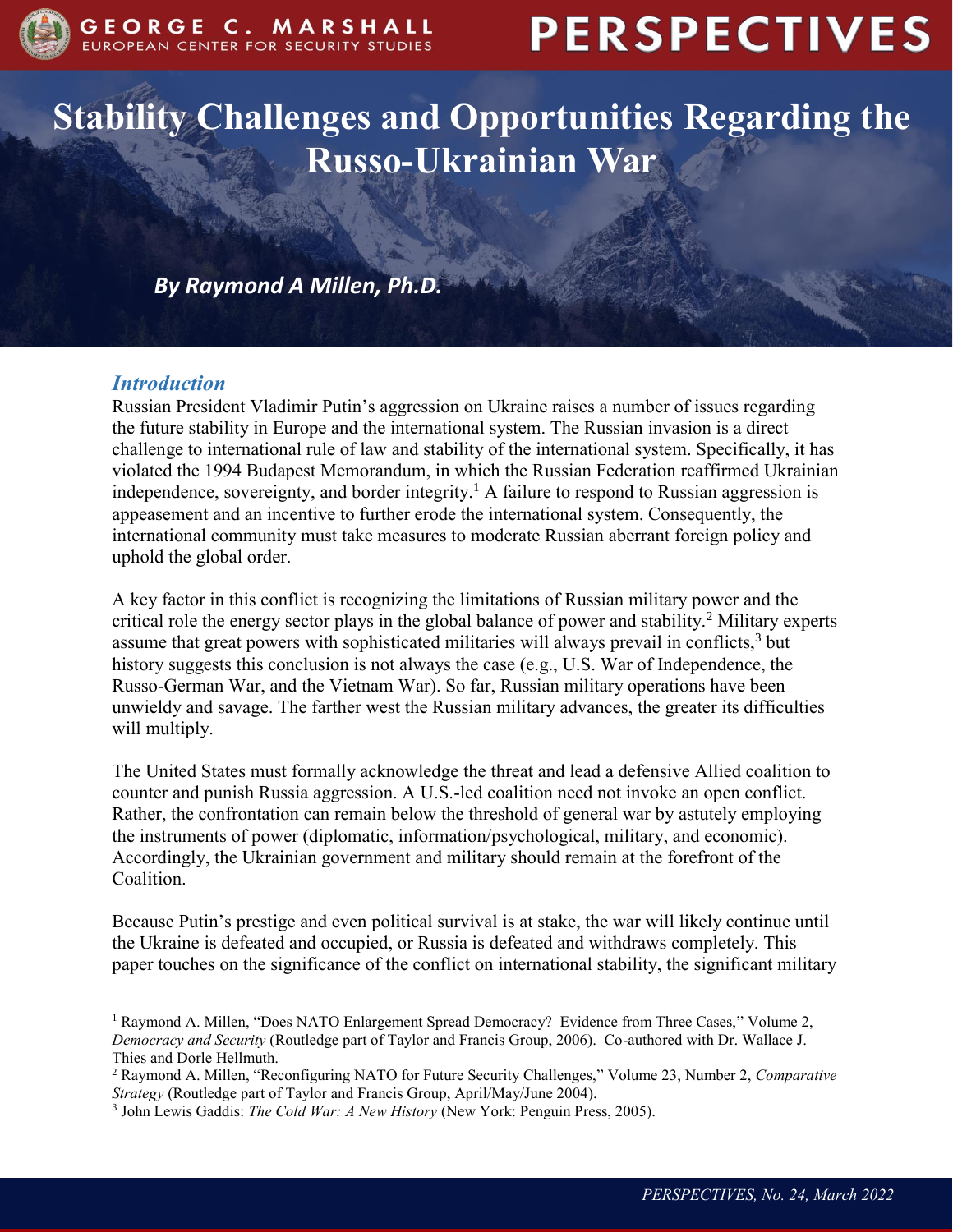# Stability Challenges and Opportunities Regarding the Russo-Ukrainian War

***By Raymond A Millen, Ph.D.***

## *Introduction*

Russian President Vladimir Putin's aggression on Ukraine raises a number of issues regarding the future stability in Europe and the international system. The Russian invasion is a direct challenge to international rule of law and stability of the international system. Specifically, it has violated the 1994 Budapest Memorandum, in which the Russian Federation reaffirmed Ukrainian independence, sovereignty, and border integrity.[1] A failure to respond to Russian aggression is appeasement and an incentive to further erode the international system. Consequently, the international community must take measures to moderate Russian aberrant foreign policy and uphold the global order.

A key factor in this conflict is recognizing the limitations of Russian military power and the critical role the energy sector plays in the global balance of power and stability.[2] Military experts assume that great powers with sophisticated militaries will always prevail in conflicts,[3] but history suggests this conclusion is not always the case (e.g., U.S. War of Independence, the Russo-German War, and the Vietnam War). So far, Russian military operations have been unwieldy and savage. The farther west the Russian military advances, the greater its difficulties will multiply.

The United States must formally acknowledge the threat and lead a defensive Allied coalition to counter and punish Russia aggression. A U.S.-led coalition need not invoke an open conflict. Rather, the confrontation can remain below the threshold of general war by astutely employing the instruments of power (diplomatic, information/psychological, military, and economic). Accordingly, the Ukrainian government and military should remain at the forefront of the Coalition.

Because Putin's prestige and even political survival is at stake, the war will likely continue until the Ukraine is defeated and occupied, or Russia is defeated and withdraws completely. This paper touches on the significance of the conflict on international stability, the significant military

---

[1] Raymond A. Millen, "Does NATO Enlargement Spread Democracy? Evidence from Three Cases," Volume 2, *Democracy and Security* (Routledge part of Taylor and Francis Group, 2006). Co-authored with Dr. Wallace J. Thies and Dorle Hellmuth.

[2] Raymond A. Millen, "Reconfiguring NATO for Future Security Challenges," Volume 23, Number 2, *Comparative Strategy* (Routledge part of Taylor and Francis Group, April/May/June 2004).

[3] John Lewis Gaddis: *The Cold War: A New History* (New York: Penguin Press, 2005).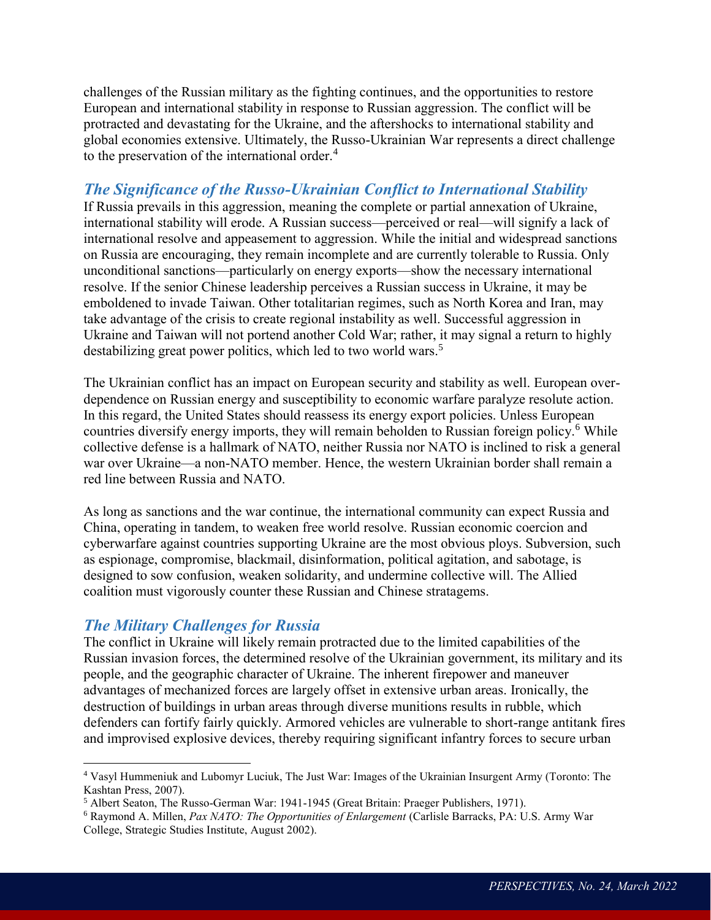challenges of the Russian military as the fighting continues, and the opportunities to restore European and international stability in response to Russian aggression. The conflict will be protracted and devastating for the Ukraine, and the aftershocks to international stability and global economies extensive. Ultimately, the Russo-Ukrainian War represents a direct challenge to the preservation of the international order.[4]

## *The Significance of the Russo-Ukrainian Conflict to International Stability*

If Russia prevails in this aggression, meaning the complete or partial annexation of Ukraine, international stability will erode. A Russian success—perceived or real—will signify a lack of international resolve and appeasement to aggression. While the initial and widespread sanctions on Russia are encouraging, they remain incomplete and are currently tolerable to Russia. Only unconditional sanctions—particularly on energy exports—show the necessary international resolve. If the senior Chinese leadership perceives a Russian success in Ukraine, it may be emboldened to invade Taiwan. Other totalitarian regimes, such as North Korea and Iran, may take advantage of the crisis to create regional instability as well. Successful aggression in Ukraine and Taiwan will not portend another Cold War; rather, it may signal a return to highly destabilizing great power politics, which led to two world wars.[5]

The Ukrainian conflict has an impact on European security and stability as well. European over-dependence on Russian energy and susceptibility to economic warfare paralyze resolute action. In this regard, the United States should reassess its energy export policies. Unless European countries diversify energy imports, they will remain beholden to Russian foreign policy.[6] While collective defense is a hallmark of NATO, neither Russia nor NATO is inclined to risk a general war over Ukraine—a non-NATO member. Hence, the western Ukrainian border shall remain a red line between Russia and NATO.

As long as sanctions and the war continue, the international community can expect Russia and China, operating in tandem, to weaken free world resolve. Russian economic coercion and cyberwarfare against countries supporting Ukraine are the most obvious ploys. Subversion, such as espionage, compromise, blackmail, disinformation, political agitation, and sabotage, is designed to sow confusion, weaken solidarity, and undermine collective will. The Allied coalition must vigorously counter these Russian and Chinese stratagems.

## *The Military Challenges for Russia*

The conflict in Ukraine will likely remain protracted due to the limited capabilities of the Russian invasion forces, the determined resolve of the Ukrainian government, its military and its people, and the geographic character of Ukraine. The inherent firepower and maneuver advantages of mechanized forces are largely offset in extensive urban areas. Ironically, the destruction of buildings in urban areas through diverse munitions results in rubble, which defenders can fortify fairly quickly. Armored vehicles are vulnerable to short-range antitank fires and improvised explosive devices, thereby requiring significant infantry forces to secure urban

---

[4] Vasyl Hummeniuk and Lubomyr Luciuk, The Just War: Images of the Ukrainian Insurgent Army (Toronto: The Kashtan Press, 2007).

[5] Albert Seaton, The Russo-German War: 1941-1945 (Great Britain: Praeger Publishers, 1971).

[6] Raymond A. Millen, *Pax NATO: The Opportunities of Enlargement* (Carlisle Barracks, PA: U.S. Army War College, Strategic Studies Institute, August 2002).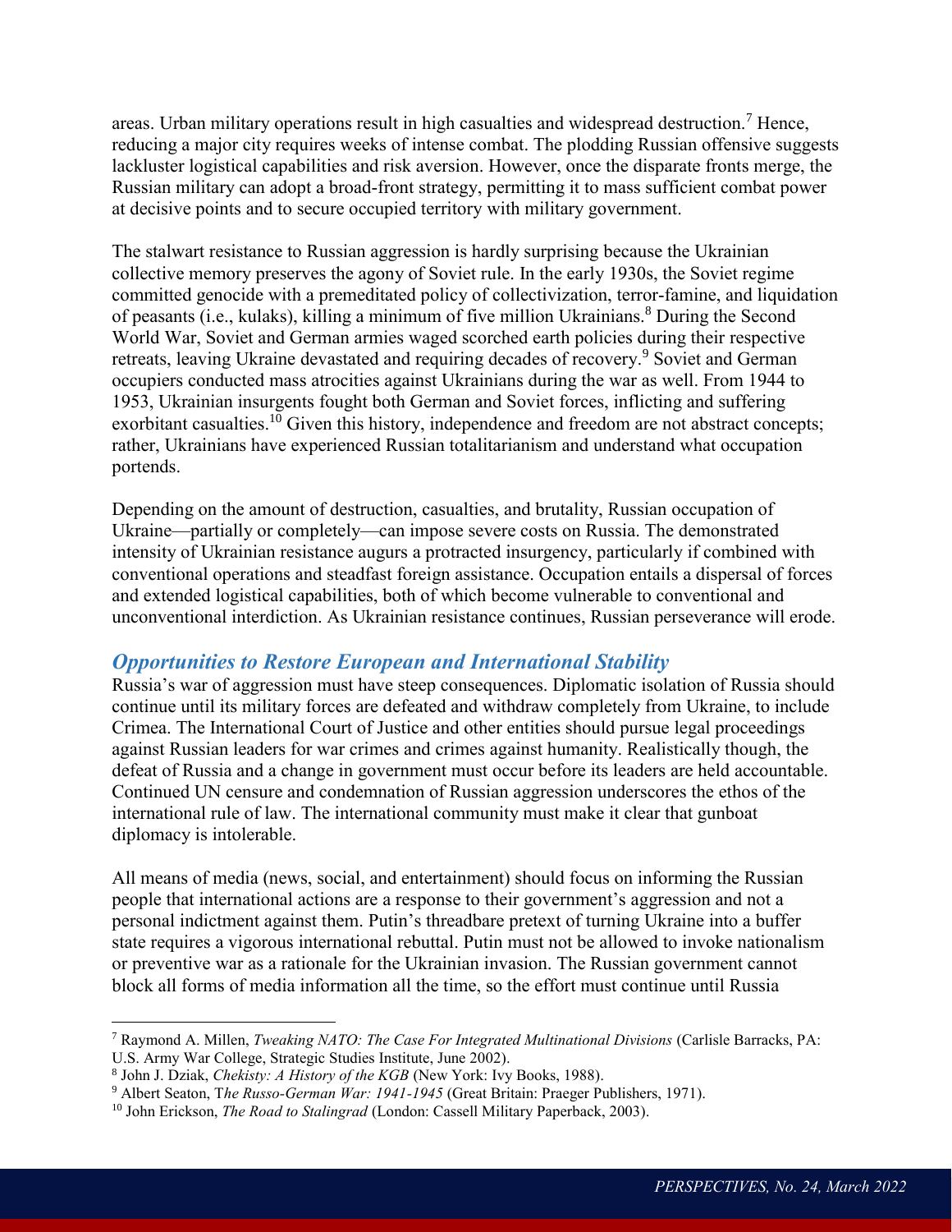areas. Urban military operations result in high casualties and widespread destruction.[7] Hence, reducing a major city requires weeks of intense combat. The plodding Russian offensive suggests lackluster logistical capabilities and risk aversion. However, once the disparate fronts merge, the Russian military can adopt a broad-front strategy, permitting it to mass sufficient combat power at decisive points and to secure occupied territory with military government.

The stalwart resistance to Russian aggression is hardly surprising because the Ukrainian collective memory preserves the agony of Soviet rule. In the early 1930s, the Soviet regime committed genocide with a premeditated policy of collectivization, terror-famine, and liquidation of peasants (i.e., kulaks), killing a minimum of five million Ukrainians.[8] During the Second World War, Soviet and German armies waged scorched earth policies during their respective retreats, leaving Ukraine devastated and requiring decades of recovery.[9] Soviet and German occupiers conducted mass atrocities against Ukrainians during the war as well. From 1944 to 1953, Ukrainian insurgents fought both German and Soviet forces, inflicting and suffering exorbitant casualties.[10] Given this history, independence and freedom are not abstract concepts; rather, Ukrainians have experienced Russian totalitarianism and understand what occupation portends.

Depending on the amount of destruction, casualties, and brutality, Russian occupation of Ukraine—partially or completely—can impose severe costs on Russia. The demonstrated intensity of Ukrainian resistance augurs a protracted insurgency, particularly if combined with conventional operations and steadfast foreign assistance. Occupation entails a dispersal of forces and extended logistical capabilities, both of which become vulnerable to conventional and unconventional interdiction. As Ukrainian resistance continues, Russian perseverance will erode.

## *Opportunities to Restore European and International Stability*

Russia's war of aggression must have steep consequences. Diplomatic isolation of Russia should continue until its military forces are defeated and withdraw completely from Ukraine, to include Crimea. The International Court of Justice and other entities should pursue legal proceedings against Russian leaders for war crimes and crimes against humanity. Realistically though, the defeat of Russia and a change in government must occur before its leaders are held accountable. Continued UN censure and condemnation of Russian aggression underscores the ethos of the international rule of law. The international community must make it clear that gunboat diplomacy is intolerable.

All means of media (news, social, and entertainment) should focus on informing the Russian people that international actions are a response to their government's aggression and not a personal indictment against them. Putin's threadbare pretext of turning Ukraine into a buffer state requires a vigorous international rebuttal. Putin must not be allowed to invoke nationalism or preventive war as a rationale for the Ukrainian invasion. The Russian government cannot block all forms of media information all the time, so the effort must continue until Russia

---

[7] Raymond A. Millen, *Tweaking NATO: The Case For Integrated Multinational Divisions* (Carlisle Barracks, PA: U.S. Army War College, Strategic Studies Institute, June 2002).

[8] John J. Dziak, *Chekisty: A History of the KGB* (New York: Ivy Books, 1988).

[9] Albert Seaton, T*he Russo-German War: 1941-1945* (Great Britain: Praeger Publishers, 1971).

[10] John Erickson, *The Road to Stalingrad* (London: Cassell Military Paperback, 2003).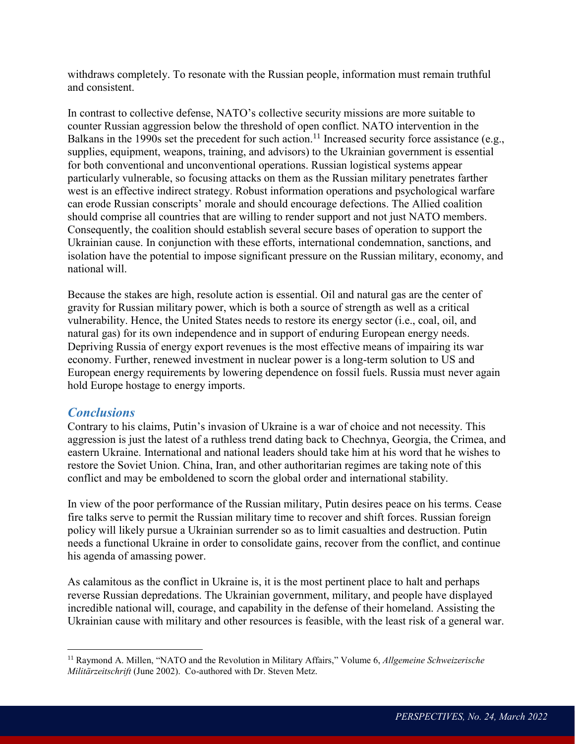withdraws completely. To resonate with the Russian people, information must remain truthful and consistent.

In contrast to collective defense, NATO's collective security missions are more suitable to counter Russian aggression below the threshold of open conflict. NATO intervention in the Balkans in the 1990s set the precedent for such action.[11] Increased security force assistance (e.g., supplies, equipment, weapons, training, and advisors) to the Ukrainian government is essential for both conventional and unconventional operations. Russian logistical systems appear particularly vulnerable, so focusing attacks on them as the Russian military penetrates farther west is an effective indirect strategy. Robust information operations and psychological warfare can erode Russian conscripts' morale and should encourage defections. The Allied coalition should comprise all countries that are willing to render support and not just NATO members. Consequently, the coalition should establish several secure bases of operation to support the Ukrainian cause. In conjunction with these efforts, international condemnation, sanctions, and isolation have the potential to impose significant pressure on the Russian military, economy, and national will.

Because the stakes are high, resolute action is essential. Oil and natural gas are the center of gravity for Russian military power, which is both a source of strength as well as a critical vulnerability. Hence, the United States needs to restore its energy sector (i.e., coal, oil, and natural gas) for its own independence and in support of enduring European energy needs. Depriving Russia of energy export revenues is the most effective means of impairing its war economy. Further, renewed investment in nuclear power is a long-term solution to US and European energy requirements by lowering dependence on fossil fuels. Russia must never again hold Europe hostage to energy imports.

## *Conclusions*

Contrary to his claims, Putin's invasion of Ukraine is a war of choice and not necessity. This aggression is just the latest of a ruthless trend dating back to Chechnya, Georgia, the Crimea, and eastern Ukraine. International and national leaders should take him at his word that he wishes to restore the Soviet Union. China, Iran, and other authoritarian regimes are taking note of this conflict and may be emboldened to scorn the global order and international stability.

In view of the poor performance of the Russian military, Putin desires peace on his terms. Cease fire talks serve to permit the Russian military time to recover and shift forces. Russian foreign policy will likely pursue a Ukrainian surrender so as to limit casualties and destruction. Putin needs a functional Ukraine in order to consolidate gains, recover from the conflict, and continue his agenda of amassing power.

As calamitous as the conflict in Ukraine is, it is the most pertinent place to halt and perhaps reverse Russian depredations. The Ukrainian government, military, and people have displayed incredible national will, courage, and capability in the defense of their homeland. Assisting the Ukrainian cause with military and other resources is feasible, with the least risk of a general war.

---

[11] Raymond A. Millen, "NATO and the Revolution in Military Affairs," Volume 6, *Allgemeine Schweizerische Militärzeitschrift* (June 2002). Co-authored with Dr. Steven Metz.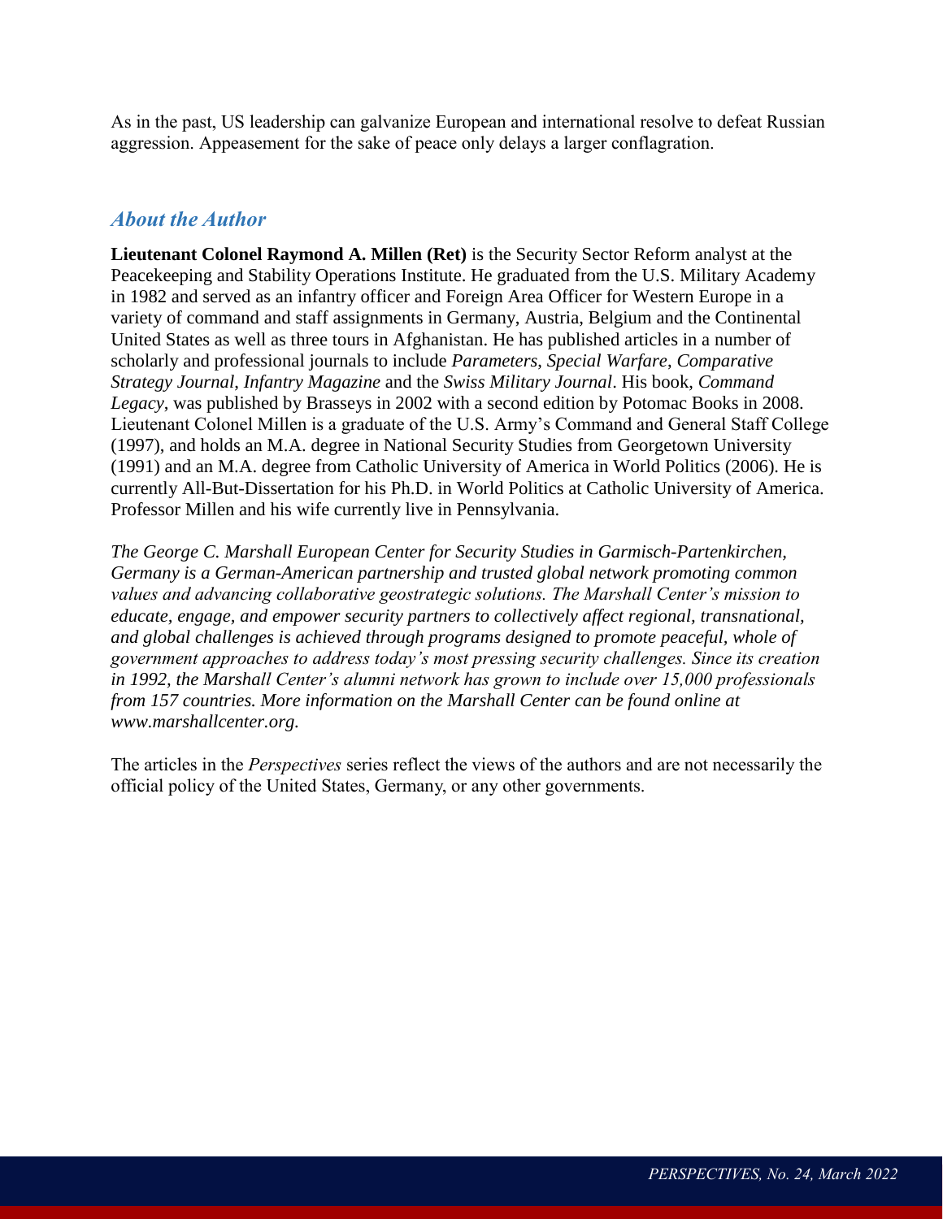As in the past, US leadership can galvanize European and international resolve to defeat Russian aggression. Appeasement for the sake of peace only delays a larger conflagration.

## *About the Author*

**Lieutenant Colonel Raymond A. Millen (Ret)** is the Security Sector Reform analyst at the Peacekeeping and Stability Operations Institute. He graduated from the U.S. Military Academy in 1982 and served as an infantry officer and Foreign Area Officer for Western Europe in a variety of command and staff assignments in Germany, Austria, Belgium and the Continental United States as well as three tours in Afghanistan. He has published articles in a number of scholarly and professional journals to include *Parameters*, *Special Warfare*, *Comparative Strategy Journal*, *Infantry Magazine* and the *Swiss Military Journal*. His book, *Command Legacy*, was published by Brasseys in 2002 with a second edition by Potomac Books in 2008. Lieutenant Colonel Millen is a graduate of the U.S. Army's Command and General Staff College (1997), and holds an M.A. degree in National Security Studies from Georgetown University (1991) and an M.A. degree from Catholic University of America in World Politics (2006). He is currently All-But-Dissertation for his Ph.D. in World Politics at Catholic University of America. Professor Millen and his wife currently live in Pennsylvania.

*The George C. Marshall European Center for Security Studies in Garmisch-Partenkirchen, Germany is a German-American partnership and trusted global network promoting common values and advancing collaborative geostrategic solutions. The Marshall Center's mission to educate, engage, and empower security partners to collectively affect regional, transnational, and global challenges is achieved through programs designed to promote peaceful, whole of government approaches to address today's most pressing security challenges. Since its creation in 1992, the Marshall Center's alumni network has grown to include over 15,000 professionals from 157 countries. More information on the Marshall Center can be found online at www.marshallcenter.org.*

The articles in the *Perspectives* series reflect the views of the authors and are not necessarily the official policy of the United States, Germany, or any other governments.